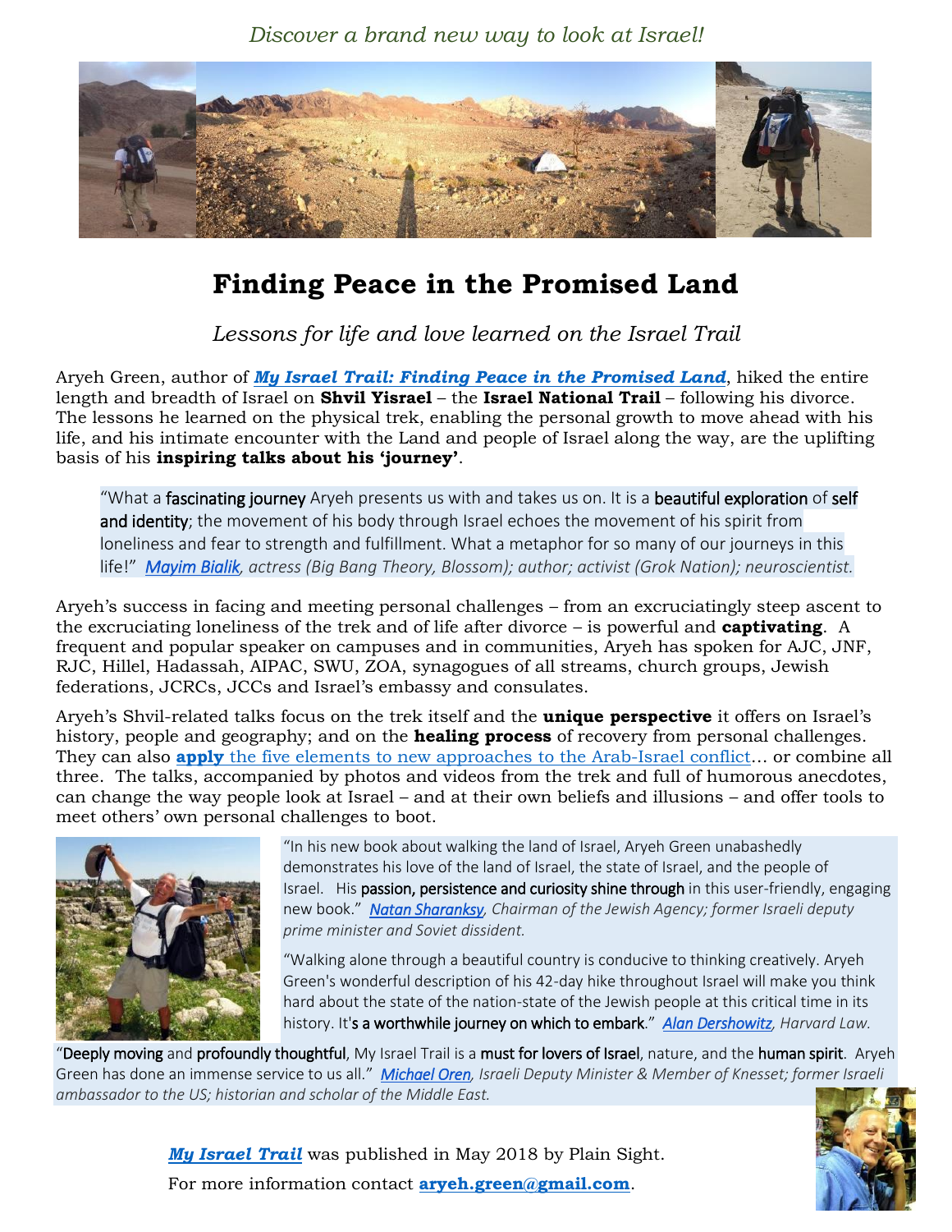*Discover a brand new way to look at Israel!*

# Finding Peace in the Promised Land

*Lessons for life and love learned on the Israel Trail*

Aryeh Green, author of ***My Israel Trail: Finding Peace in the Promised Land***, hiked the entire length and breadth of Israel on **Shvil Yisrael** – the **Israel National Trail** – following his divorce. The lessons he learned on the physical trek, enabling the personal growth to move ahead with his life, and his intimate encounter with the Land and people of Israel along the way, are the uplifting basis of his **inspiring talks about his 'journey'**.

> "What a fascinating journey Aryeh presents us with and takes us on. It is a beautiful exploration of self and identity; the movement of his body through Israel echoes the movement of his spirit from loneliness and fear to strength and fulfillment. What a metaphor for so many of our journeys in this life!" *Mayim Bialik, actress (Big Bang Theory, Blossom); author; activist (Grok Nation); neuroscientist.*

Aryeh's success in facing and meeting personal challenges – from an excruciatingly steep ascent to the excruciating loneliness of the trek and of life after divorce – is powerful and **captivating**. A frequent and popular speaker on campuses and in communities, Aryeh has spoken for AJC, JNF, RJC, Hillel, Hadassah, AIPAC, SWU, ZOA, synagogues of all streams, church groups, Jewish federations, JCRCs, JCCs and Israel's embassy and consulates.

Aryeh's Shvil-related talks focus on the trek itself and the **unique perspective** it offers on Israel's history, people and geography; and on the **healing process** of recovery from personal challenges. They can also **apply** the five elements to new approaches to the Arab-Israel conflict… or combine all three. The talks, accompanied by photos and videos from the trek and full of humorous anecdotes, can change the way people look at Israel – and at their own beliefs and illusions – and offer tools to meet others' own personal challenges to boot.

> "In his new book about walking the land of Israel, Aryeh Green unabashedly demonstrates his love of the land of Israel, the state of Israel, and the people of Israel. His passion, persistence and curiosity shine through in this user-friendly, engaging new book." *Natan Sharansky, Chairman of the Jewish Agency; former Israeli deputy prime minister and Soviet dissident.*

> "Walking alone through a beautiful country is conducive to thinking creatively. Aryeh Green's wonderful description of his 42-day hike throughout Israel will make you think hard about the state of the nation-state of the Jewish people at this critical time in its history. It's a worthwhile journey on which to embark." *Alan Dershowitz, Harvard Law.*

> "Deeply moving and profoundly thoughtful, My Israel Trail is a must for lovers of Israel, nature, and the human spirit. Aryeh Green has done an immense service to us all." *Michael Oren, Israeli Deputy Minister & Member of Knesset; former Israeli ambassador to the US; historian and scholar of the Middle East.*

***My Israel Trail*** was published in May 2018 by Plain Sight.

For more information contact **aryeh.green@gmail.com**.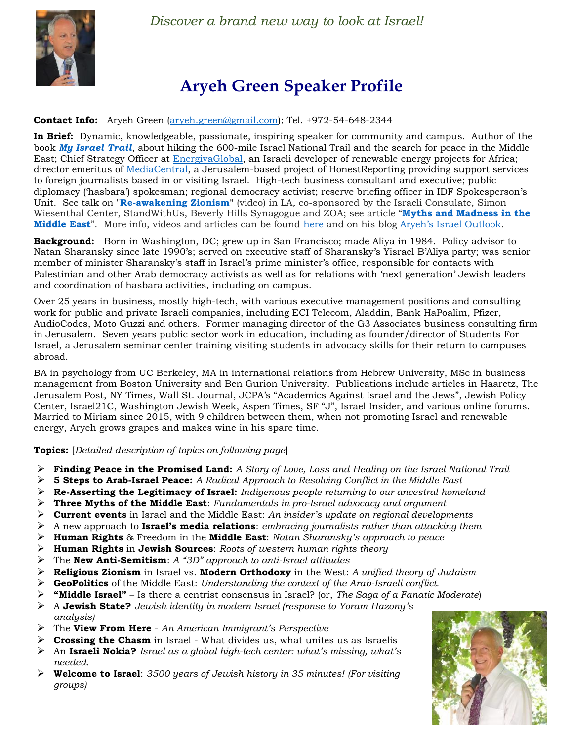*Discover a brand new way to look at Israel!*

# Aryeh Green Speaker Profile

**Contact Info:** Aryeh Green (aryeh.green@gmail.com); Tel. +972-54-648-2344

**In Brief:** Dynamic, knowledgeable, passionate, inspiring speaker for community and campus. Author of the book ***My Israel Trail***, about hiking the 600-mile Israel National Trail and the search for peace in the Middle East; Chief Strategy Officer at EnergiyaGlobal, an Israeli developer of renewable energy projects for Africa; director emeritus of MediaCentral, a Jerusalem-based project of HonestReporting providing support services to foreign journalists based in or visiting Israel. High-tech business consultant and executive; public diplomacy ('hasbara') spokesman; regional democracy activist; reserve briefing officer in IDF Spokesperson's Unit. See talk on "**Re-awakening Zionism**" (video) in LA, co-sponsored by the Israeli Consulate, Simon Wiesenthal Center, StandWithUs, Beverly Hills Synagogue and ZOA; see article "**Myths and Madness in the Middle East**". More info, videos and articles can be found here and on his blog Aryeh's Israel Outlook.

**Background:** Born in Washington, DC; grew up in San Francisco; made Aliya in 1984. Policy advisor to Natan Sharansky since late 1990's; served on executive staff of Sharansky's Yisrael B'Aliya party; was senior member of minister Sharansky's staff in Israel's prime minister's office, responsible for contacts with Palestinian and other Arab democracy activists as well as for relations with 'next generation' Jewish leaders and coordination of hasbara activities, including on campus.

Over 25 years in business, mostly high-tech, with various executive management positions and consulting work for public and private Israeli companies, including ECI Telecom, Aladdin, Bank HaPoalim, Pfizer, AudioCodes, Moto Guzzi and others. Former managing director of the G3 Associates business consulting firm in Jerusalem. Seven years public sector work in education, including as founder/director of Students For Israel, a Jerusalem seminar center training visiting students in advocacy skills for their return to campuses abroad.

BA in psychology from UC Berkeley, MA in international relations from Hebrew University, MSc in business management from Boston University and Ben Gurion University. Publications include articles in Haaretz, The Jerusalem Post, NY Times, Wall St. Journal, JCPA's "Academics Against Israel and the Jews", Jewish Policy Center, Israel21C, Washington Jewish Week, Aspen Times, SF "J", Israel Insider, and various online forums. Married to Miriam since 2015, with 9 children between them, when not promoting Israel and renewable energy, Aryeh grows grapes and makes wine in his spare time.

**Topics:** [*Detailed description of topics on following page*]

- **Finding Peace in the Promised Land:** *A Story of Love, Loss and Healing on the Israel National Trail*
- **5 Steps to Arab-Israel Peace:** *A Radical Approach to Resolving Conflict in the Middle East*
- **Re-Asserting the Legitimacy of Israel:** *Indigenous people returning to our ancestral homeland*
- **Three Myths of the Middle East**: *Fundamentals in pro-Israel advocacy and argument*
- **Current events** in Israel and the Middle East: *An insider's update on regional developments*
- A new approach to **Israel's media relations**: *embracing journalists rather than attacking them*
- **Human Rights** & Freedom in the **Middle East**: *Natan Sharansky's approach to peace*
- **Human Rights** in **Jewish Sources**: *Roots of western human rights theory*
- The **New Anti-Semitism**: *A "3D" approach to anti-Israel attitudes*
- **Religious Zionism** in Israel vs. **Modern Orthodoxy** in the West: *A unified theory of Judaism*
- **GeoPolitics** of the Middle East: *Understanding the context of the Arab-Israeli conflict.*
- **"Middle Israel"** – Is there a centrist consensus in Israel? (or, *The Saga of a Fanatic Moderate*)
- A **Jewish State?** *Jewish identity in modern Israel (response to Yoram Hazony's analysis)*
- The **View From Here** - *An American Immigrant's Perspective*
- **Crossing the Chasm** in Israel - What divides us, what unites us as Israelis
- An **Israeli Nokia?** *Israel as a global high-tech center: what's missing, what's needed.*
- **Welcome to Israel**: *3500 years of Jewish history in 35 minutes! (For visiting groups)*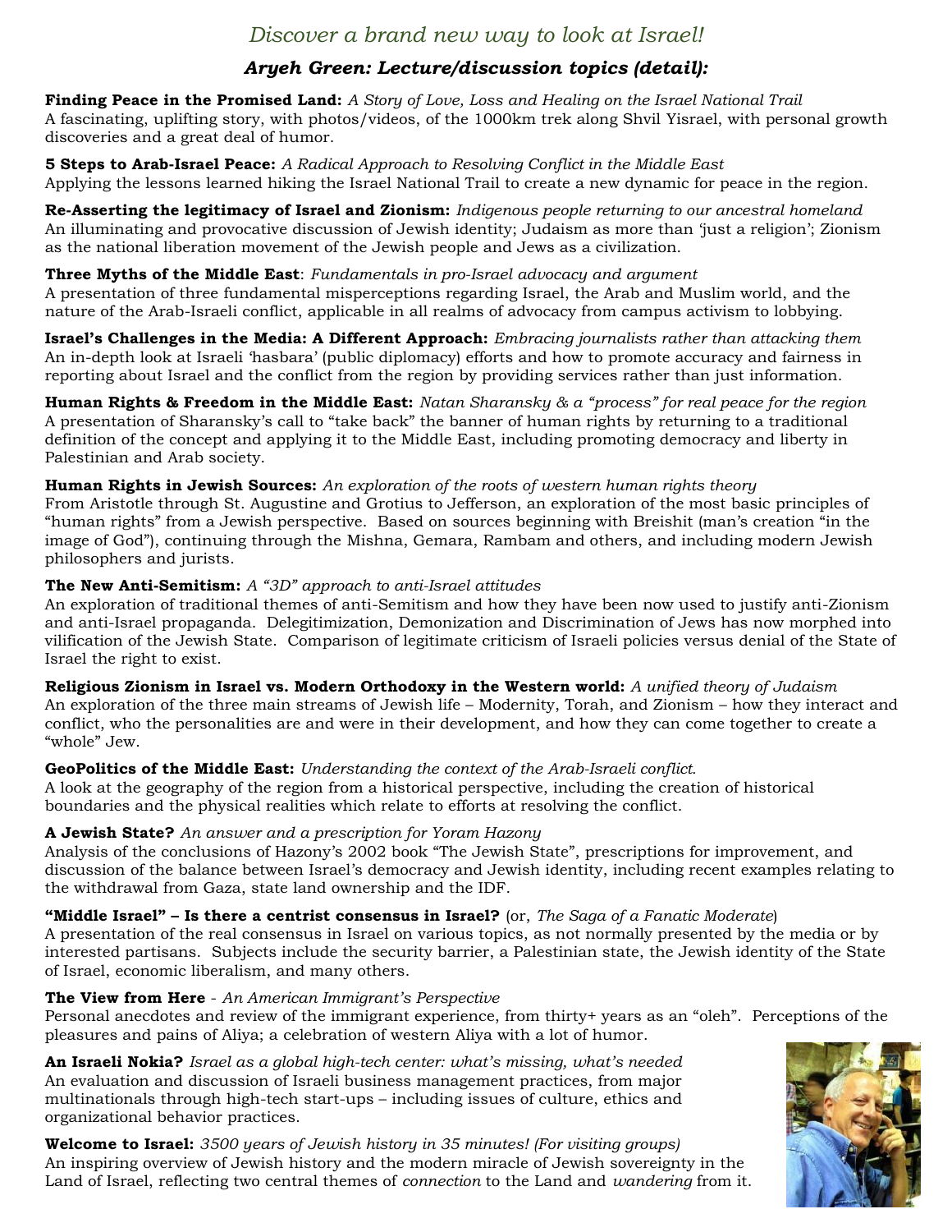*Discover a brand new way to look at Israel!*

## *Aryeh Green: Lecture/discussion topics (detail):*

**Finding Peace in the Promised Land:** *A Story of Love, Loss and Healing on the Israel National Trail*
A fascinating, uplifting story, with photos/videos, of the 1000km trek along Shvil Yisrael, with personal growth discoveries and a great deal of humor.

**5 Steps to Arab-Israel Peace:** *A Radical Approach to Resolving Conflict in the Middle East*
Applying the lessons learned hiking the Israel National Trail to create a new dynamic for peace in the region.

**Re-Asserting the legitimacy of Israel and Zionism:** *Indigenous people returning to our ancestral homeland*
An illuminating and provocative discussion of Jewish identity; Judaism as more than 'just a religion'; Zionism as the national liberation movement of the Jewish people and Jews as a civilization.

**Three Myths of the Middle East**: *Fundamentals in pro-Israel advocacy and argument*
A presentation of three fundamental misperceptions regarding Israel, the Arab and Muslim world, and the nature of the Arab-Israeli conflict, applicable in all realms of advocacy from campus activism to lobbying.

**Israel's Challenges in the Media: A Different Approach:** *Embracing journalists rather than attacking them*
An in-depth look at Israeli 'hasbara' (public diplomacy) efforts and how to promote accuracy and fairness in reporting about Israel and the conflict from the region by providing services rather than just information.

**Human Rights & Freedom in the Middle East:** *Natan Sharansky & a "process" for real peace for the region*
A presentation of Sharansky's call to "take back" the banner of human rights by returning to a traditional definition of the concept and applying it to the Middle East, including promoting democracy and liberty in Palestinian and Arab society.

**Human Rights in Jewish Sources:** *An exploration of the roots of western human rights theory*
From Aristotle through St. Augustine and Grotius to Jefferson, an exploration of the most basic principles of "human rights" from a Jewish perspective. Based on sources beginning with Breishit (man's creation "in the image of God"), continuing through the Mishna, Gemara, Rambam and others, and including modern Jewish philosophers and jurists.

**The New Anti-Semitism:** *A "3D" approach to anti-Israel attitudes*
An exploration of traditional themes of anti-Semitism and how they have been now used to justify anti-Zionism and anti-Israel propaganda. Delegitimization, Demonization and Discrimination of Jews has now morphed into vilification of the Jewish State. Comparison of legitimate criticism of Israeli policies versus denial of the State of Israel the right to exist.

**Religious Zionism in Israel vs. Modern Orthodoxy in the Western world:** *A unified theory of Judaism*
An exploration of the three main streams of Jewish life – Modernity, Torah, and Zionism – how they interact and conflict, who the personalities are and were in their development, and how they can come together to create a "whole" Jew.

**GeoPolitics of the Middle East:** *Understanding the context of the Arab-Israeli conflict.*
A look at the geography of the region from a historical perspective, including the creation of historical boundaries and the physical realities which relate to efforts at resolving the conflict.

**A Jewish State?** *An answer and a prescription for Yoram Hazony*
Analysis of the conclusions of Hazony's 2002 book "The Jewish State", prescriptions for improvement, and discussion of the balance between Israel's democracy and Jewish identity, including recent examples relating to the withdrawal from Gaza, state land ownership and the IDF.

**"Middle Israel" – Is there a centrist consensus in Israel?** (or, *The Saga of a Fanatic Moderate*)
A presentation of the real consensus in Israel on various topics, as not normally presented by the media or by interested partisans. Subjects include the security barrier, a Palestinian state, the Jewish identity of the State of Israel, economic liberalism, and many others.

**The View from Here** - *An American Immigrant's Perspective*
Personal anecdotes and review of the immigrant experience, from thirty+ years as an "oleh". Perceptions of the pleasures and pains of Aliya; a celebration of western Aliya with a lot of humor.

**An Israeli Nokia?** *Israel as a global high-tech center: what's missing, what's needed*
An evaluation and discussion of Israeli business management practices, from major multinationals through high-tech start-ups – including issues of culture, ethics and organizational behavior practices.

**Welcome to Israel:** *3500 years of Jewish history in 35 minutes! (For visiting groups)*
An inspiring overview of Jewish history and the modern miracle of Jewish sovereignty in the Land of Israel, reflecting two central themes of *connection* to the Land and *wandering* from it.